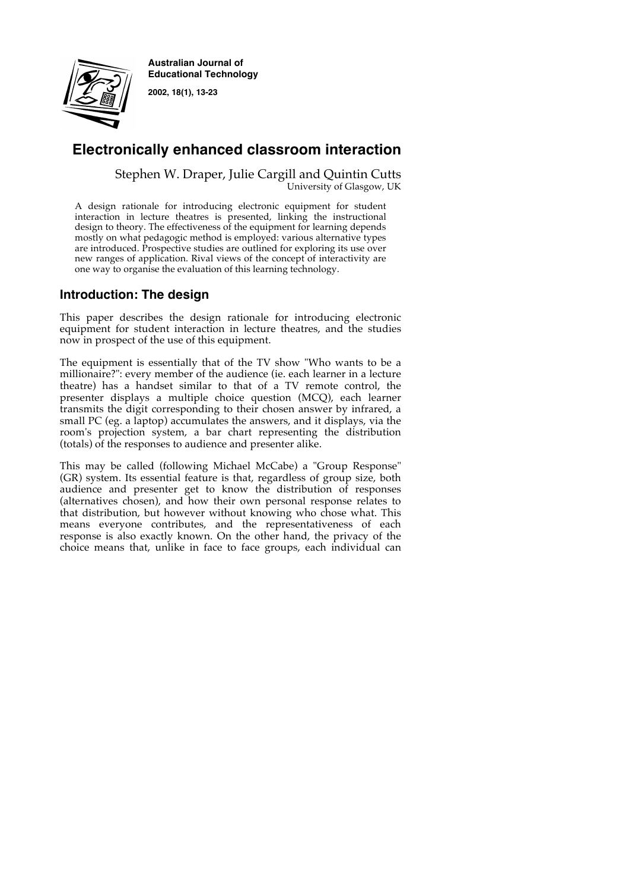**Australian Journal of Educational Technology**

**2002, 18(1), 13-23**

# Electronically enhanced classroom interaction

Stephen W. Draper, Julie Cargill and Quintin Cutts
University of Glasgow, UK

A design rationale for introducing electronic equipment for student interaction in lecture theatres is presented, linking the instructional design to theory. The effectiveness of the equipment for learning depends mostly on what pedagogic method is employed: various alternative types are introduced. Prospective studies are outlined for exploring its use over new ranges of application. Rival views of the concept of interactivity are one way to organise the evaluation of this learning technology.

## Introduction: The design

This paper describes the design rationale for introducing electronic equipment for student interaction in lecture theatres, and the studies now in prospect of the use of this equipment.

The equipment is essentially that of the TV show "Who wants to be a millionaire?": every member of the audience (ie. each learner in a lecture theatre) has a handset similar to that of a TV remote control, the presenter displays a multiple choice question (MCQ), each learner transmits the digit corresponding to their chosen answer by infrared, a small PC (eg. a laptop) accumulates the answers, and it displays, via the room's projection system, a bar chart representing the distribution (totals) of the responses to audience and presenter alike.

This may be called (following Michael McCabe) a "Group Response" (GR) system. Its essential feature is that, regardless of group size, both audience and presenter get to know the distribution of responses (alternatives chosen), and how their own personal response relates to that distribution, but however without knowing who chose what. This means everyone contributes, and the representativeness of each response is also exactly known. On the other hand, the privacy of the choice means that, unlike in face to face groups, each individual can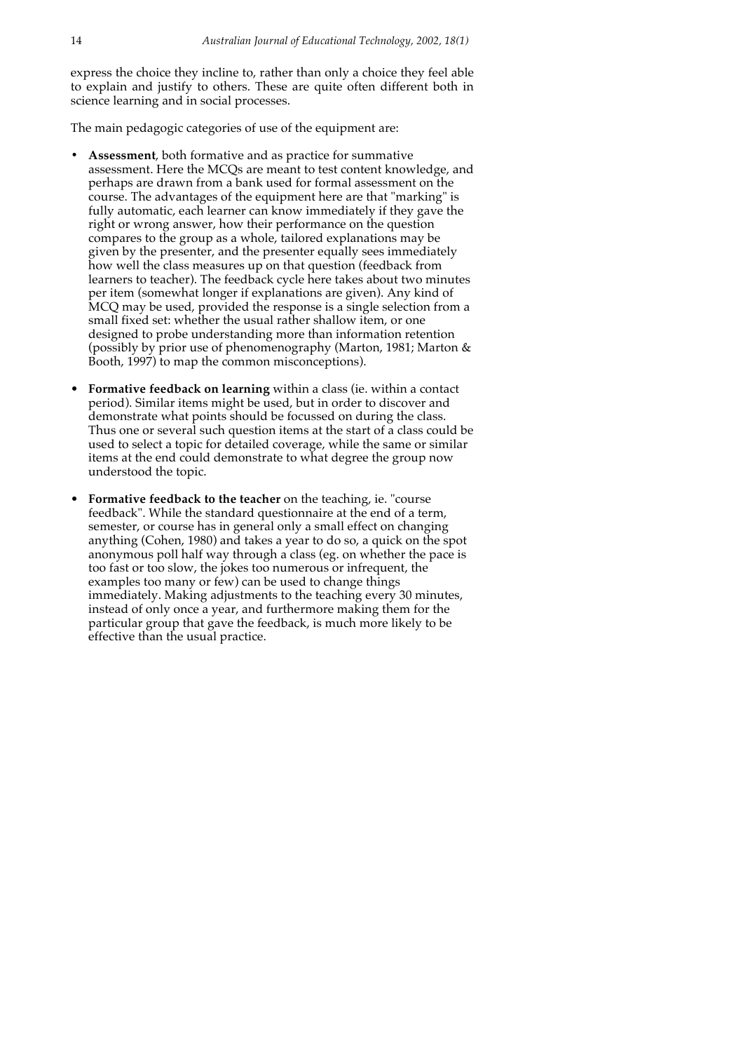express the choice they incline to, rather than only a choice they feel able to explain and justify to others. These are quite often different both in science learning and in social processes.

The main pedagogic categories of use of the equipment are:

- **Assessment**, both formative and as practice for summative assessment. Here the MCQs are meant to test content knowledge, and perhaps are drawn from a bank used for formal assessment on the course. The advantages of the equipment here are that "marking" is fully automatic, each learner can know immediately if they gave the right or wrong answer, how their performance on the question compares to the group as a whole, tailored explanations may be given by the presenter, and the presenter equally sees immediately how well the class measures up on that question (feedback from learners to teacher). The feedback cycle here takes about two minutes per item (somewhat longer if explanations are given). Any kind of MCQ may be used, provided the response is a single selection from a small fixed set: whether the usual rather shallow item, or one designed to probe understanding more than information retention (possibly by prior use of phenomenography (Marton, 1981; Marton & Booth, 1997) to map the common misconceptions).

- **Formative feedback on learning** within a class (ie. within a contact period). Similar items might be used, but in order to discover and demonstrate what points should be focussed on during the class. Thus one or several such question items at the start of a class could be used to select a topic for detailed coverage, while the same or similar items at the end could demonstrate to what degree the group now understood the topic.

- **Formative feedback to the teacher** on the teaching, ie. "course feedback". While the standard questionnaire at the end of a term, semester, or course has in general only a small effect on changing anything (Cohen, 1980) and takes a year to do so, a quick on the spot anonymous poll half way through a class (eg. on whether the pace is too fast or too slow, the jokes too numerous or infrequent, the examples too many or few) can be used to change things immediately. Making adjustments to the teaching every 30 minutes, instead of only once a year, and furthermore making them for the particular group that gave the feedback, is much more likely to be effective than the usual practice.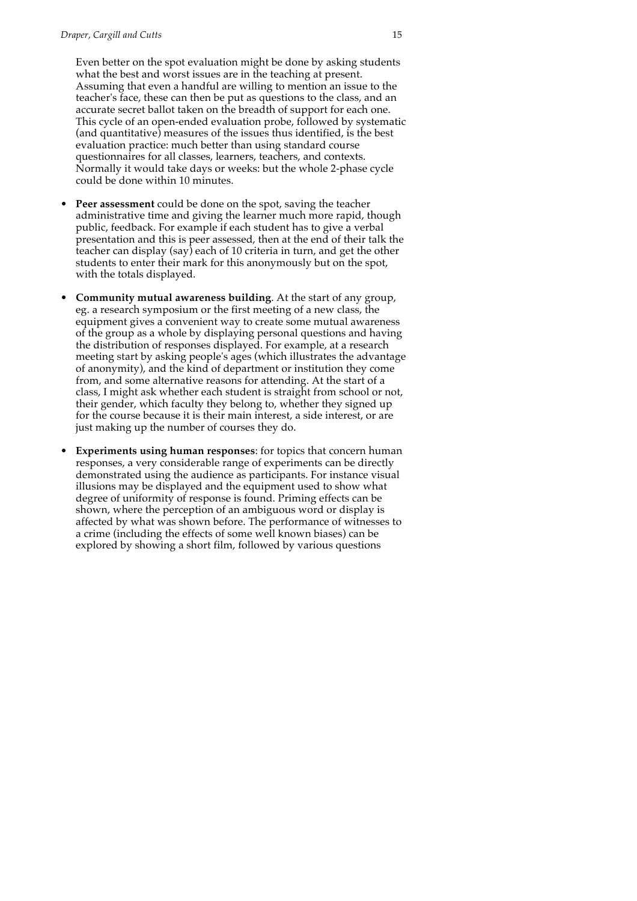Even better on the spot evaluation might be done by asking students what the best and worst issues are in the teaching at present. Assuming that even a handful are willing to mention an issue to the teacher's face, these can then be put as questions to the class, and an accurate secret ballot taken on the breadth of support for each one. This cycle of an open-ended evaluation probe, followed by systematic (and quantitative) measures of the issues thus identified, is the best evaluation practice: much better than using standard course questionnaires for all classes, learners, teachers, and contexts. Normally it would take days or weeks: but the whole 2-phase cycle could be done within 10 minutes.

- **Peer assessment** could be done on the spot, saving the teacher administrative time and giving the learner much more rapid, though public, feedback. For example if each student has to give a verbal presentation and this is peer assessed, then at the end of their talk the teacher can display (say) each of 10 criteria in turn, and get the other students to enter their mark for this anonymously but on the spot, with the totals displayed.

- **Community mutual awareness building**. At the start of any group, eg. a research symposium or the first meeting of a new class, the equipment gives a convenient way to create some mutual awareness of the group as a whole by displaying personal questions and having the distribution of responses displayed. For example, at a research meeting start by asking people's ages (which illustrates the advantage of anonymity), and the kind of department or institution they come from, and some alternative reasons for attending. At the start of a class, I might ask whether each student is straight from school or not, their gender, which faculty they belong to, whether they signed up for the course because it is their main interest, a side interest, or are just making up the number of courses they do.

- **Experiments using human responses**: for topics that concern human responses, a very considerable range of experiments can be directly demonstrated using the audience as participants. For instance visual illusions may be displayed and the equipment used to show what degree of uniformity of response is found. Priming effects can be shown, where the perception of an ambiguous word or display is affected by what was shown before. The performance of witnesses to a crime (including the effects of some well known biases) can be explored by showing a short film, followed by various questions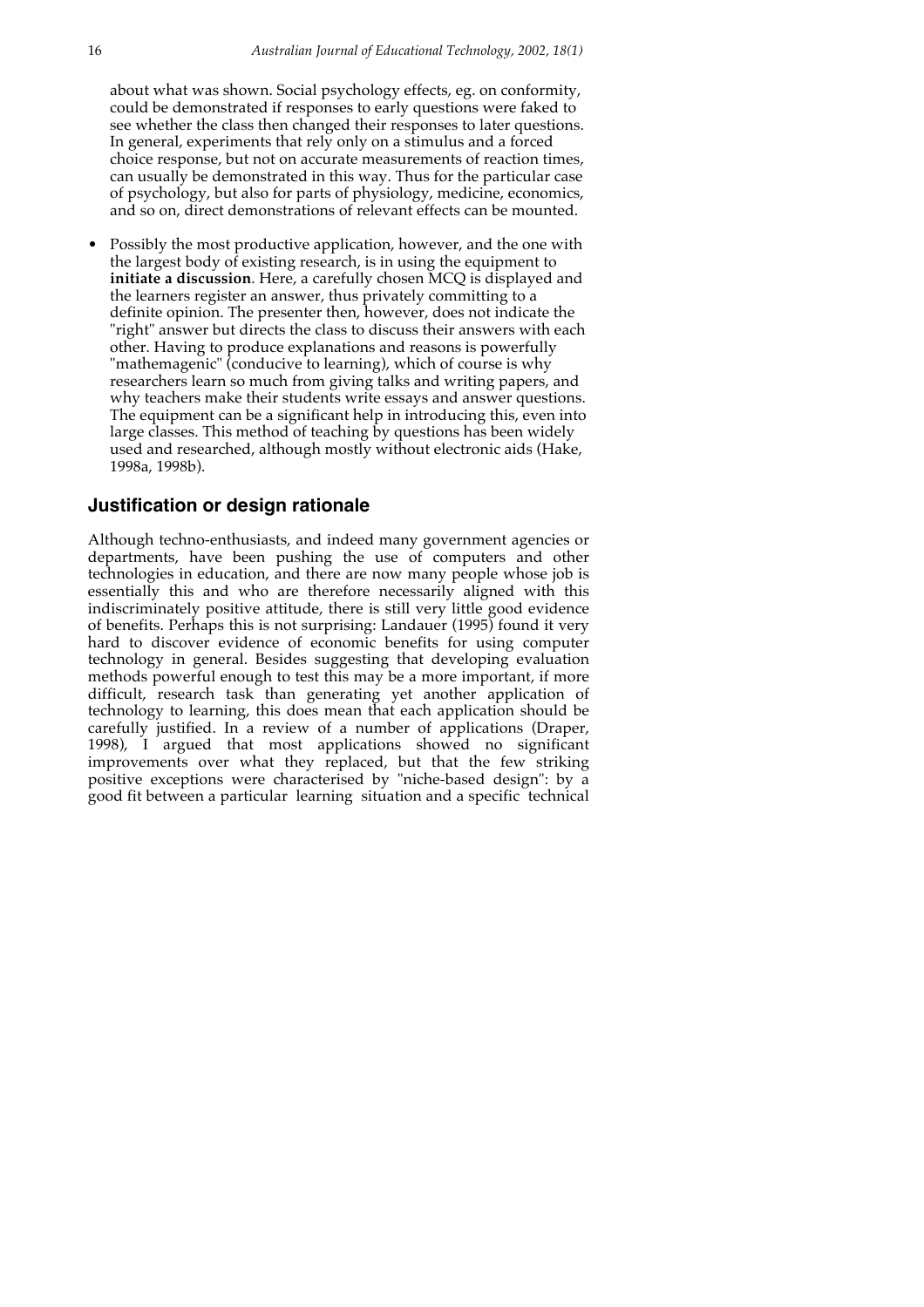about what was shown. Social psychology effects, eg. on conformity, could be demonstrated if responses to early questions were faked to see whether the class then changed their responses to later questions. In general, experiments that rely only on a stimulus and a forced choice response, but not on accurate measurements of reaction times, can usually be demonstrated in this way. Thus for the particular case of psychology, but also for parts of physiology, medicine, economics, and so on, direct demonstrations of relevant effects can be mounted.

- Possibly the most productive application, however, and the one with the largest body of existing research, is in using the equipment to **initiate a discussion**. Here, a carefully chosen MCQ is displayed and the learners register an answer, thus privately committing to a definite opinion. The presenter then, however, does not indicate the "right" answer but directs the class to discuss their answers with each other. Having to produce explanations and reasons is powerfully "mathemagenic" (conducive to learning), which of course is why researchers learn so much from giving talks and writing papers, and why teachers make their students write essays and answer questions. The equipment can be a significant help in introducing this, even into large classes. This method of teaching by questions has been widely used and researched, although mostly without electronic aids (Hake, 1998a, 1998b).

## Justification or design rationale

Although techno-enthusiasts, and indeed many government agencies or departments, have been pushing the use of computers and other technologies in education, and there are now many people whose job is essentially this and who are therefore necessarily aligned with this indiscriminately positive attitude, there is still very little good evidence of benefits. Perhaps this is not surprising: Landauer (1995) found it very hard to discover evidence of economic benefits for using computer technology in general. Besides suggesting that developing evaluation methods powerful enough to test this may be a more important, if more difficult, research task than generating yet another application of technology to learning, this does mean that each application should be carefully justified. In a review of a number of applications (Draper, 1998), I argued that most applications showed no significant improvements over what they replaced, but that the few striking positive exceptions were characterised by "niche-based design": by a good fit between a particular learning situation and a specific technical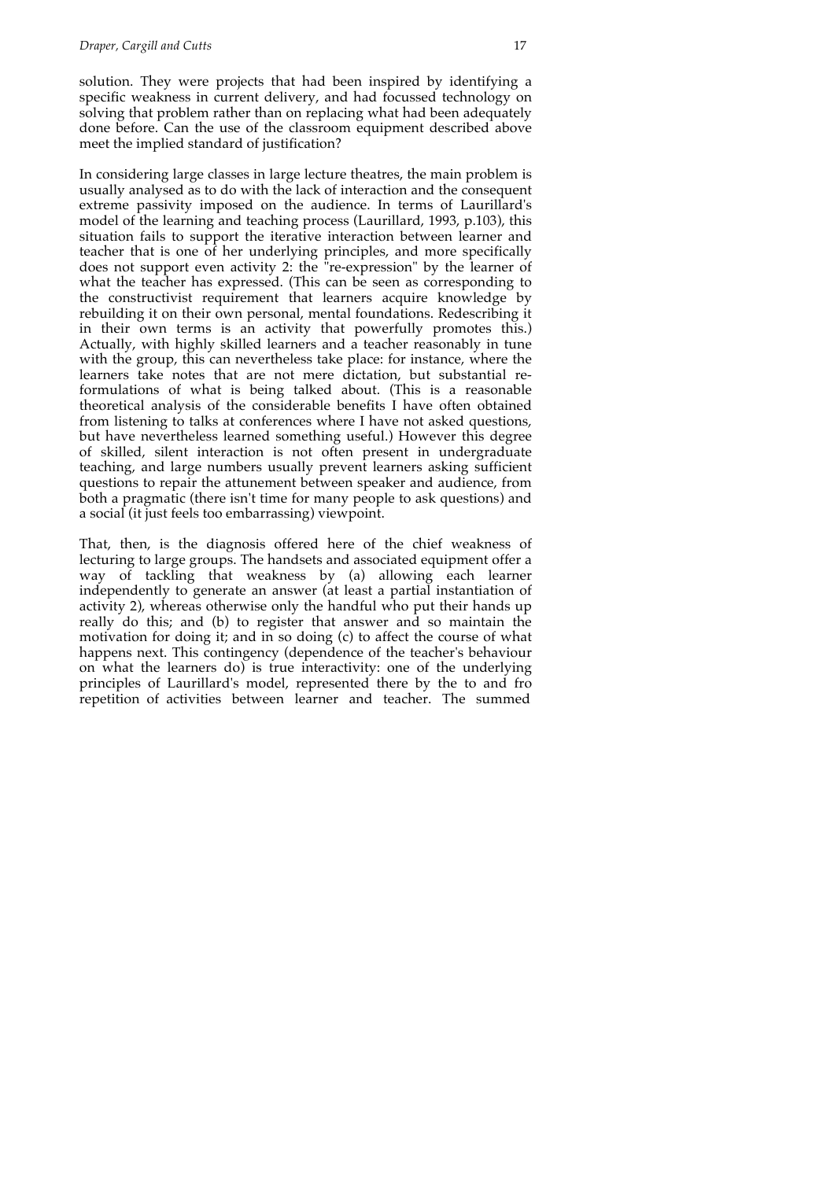solution. They were projects that had been inspired by identifying a specific weakness in current delivery, and had focussed technology on solving that problem rather than on replacing what had been adequately done before. Can the use of the classroom equipment described above meet the implied standard of justification?

In considering large classes in large lecture theatres, the main problem is usually analysed as to do with the lack of interaction and the consequent extreme passivity imposed on the audience. In terms of Laurillard's model of the learning and teaching process (Laurillard, 1993, p.103), this situation fails to support the iterative interaction between learner and teacher that is one of her underlying principles, and more specifically does not support even activity 2: the "re-expression" by the learner of what the teacher has expressed. (This can be seen as corresponding to the constructivist requirement that learners acquire knowledge by rebuilding it on their own personal, mental foundations. Redescribing it in their own terms is an activity that powerfully promotes this.) Actually, with highly skilled learners and a teacher reasonably in tune with the group, this can nevertheless take place: for instance, where the learners take notes that are not mere dictation, but substantial re-formulations of what is being talked about. (This is a reasonable theoretical analysis of the considerable benefits I have often obtained from listening to talks at conferences where I have not asked questions, but have nevertheless learned something useful.) However this degree of skilled, silent interaction is not often present in undergraduate teaching, and large numbers usually prevent learners asking sufficient questions to repair the attunement between speaker and audience, from both a pragmatic (there isn't time for many people to ask questions) and a social (it just feels too embarrassing) viewpoint.

That, then, is the diagnosis offered here of the chief weakness of lecturing to large groups. The handsets and associated equipment offer a way of tackling that weakness by (a) allowing each learner independently to generate an answer (at least a partial instantiation of activity 2), whereas otherwise only the handful who put their hands up really do this; and (b) to register that answer and so maintain the motivation for doing it; and in so doing (c) to affect the course of what happens next. This contingency (dependence of the teacher's behaviour on what the learners do) is true interactivity: one of the underlying principles of Laurillard's model, represented there by the to and fro repetition of activities between learner and teacher. The summed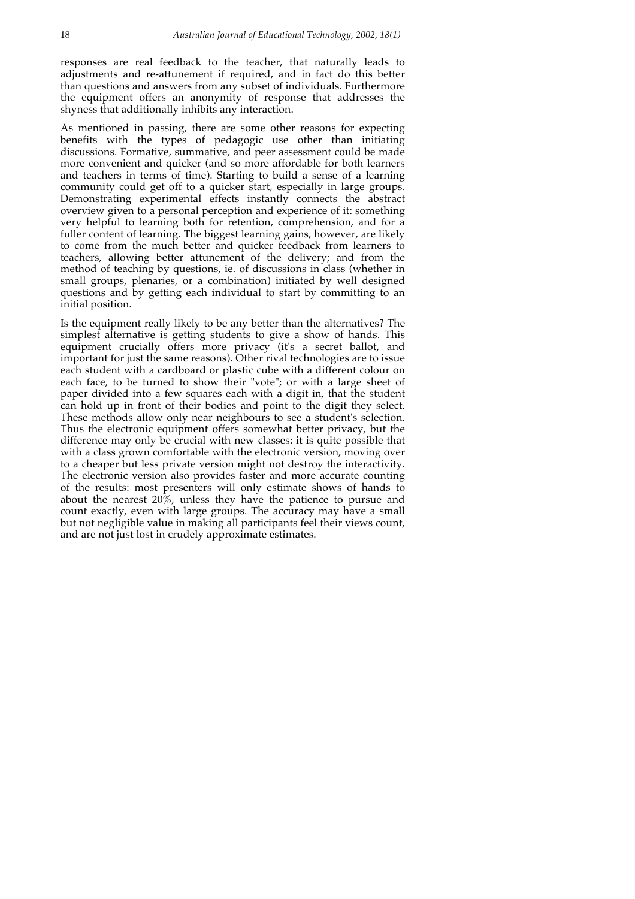responses are real feedback to the teacher, that naturally leads to adjustments and re-attunement if required, and in fact do this better than questions and answers from any subset of individuals. Furthermore the equipment offers an anonymity of response that addresses the shyness that additionally inhibits any interaction.

As mentioned in passing, there are some other reasons for expecting benefits with the types of pedagogic use other than initiating discussions. Formative, summative, and peer assessment could be made more convenient and quicker (and so more affordable for both learners and teachers in terms of time). Starting to build a sense of a learning community could get off to a quicker start, especially in large groups. Demonstrating experimental effects instantly connects the abstract overview given to a personal perception and experience of it: something very helpful to learning both for retention, comprehension, and for a fuller content of learning. The biggest learning gains, however, are likely to come from the much better and quicker feedback from learners to teachers, allowing better attunement of the delivery; and from the method of teaching by questions, ie. of discussions in class (whether in small groups, plenaries, or a combination) initiated by well designed questions and by getting each individual to start by committing to an initial position.

Is the equipment really likely to be any better than the alternatives? The simplest alternative is getting students to give a show of hands. This equipment crucially offers more privacy (it's a secret ballot, and important for just the same reasons). Other rival technologies are to issue each student with a cardboard or plastic cube with a different colour on each face, to be turned to show their "vote"; or with a large sheet of paper divided into a few squares each with a digit in, that the student can hold up in front of their bodies and point to the digit they select. These methods allow only near neighbours to see a student's selection. Thus the electronic equipment offers somewhat better privacy, but the difference may only be crucial with new classes: it is quite possible that with a class grown comfortable with the electronic version, moving over to a cheaper but less private version might not destroy the interactivity. The electronic version also provides faster and more accurate counting of the results: most presenters will only estimate shows of hands to about the nearest 20%, unless they have the patience to pursue and count exactly, even with large groups. The accuracy may have a small but not negligible value in making all participants feel their views count, and are not just lost in crudely approximate estimates.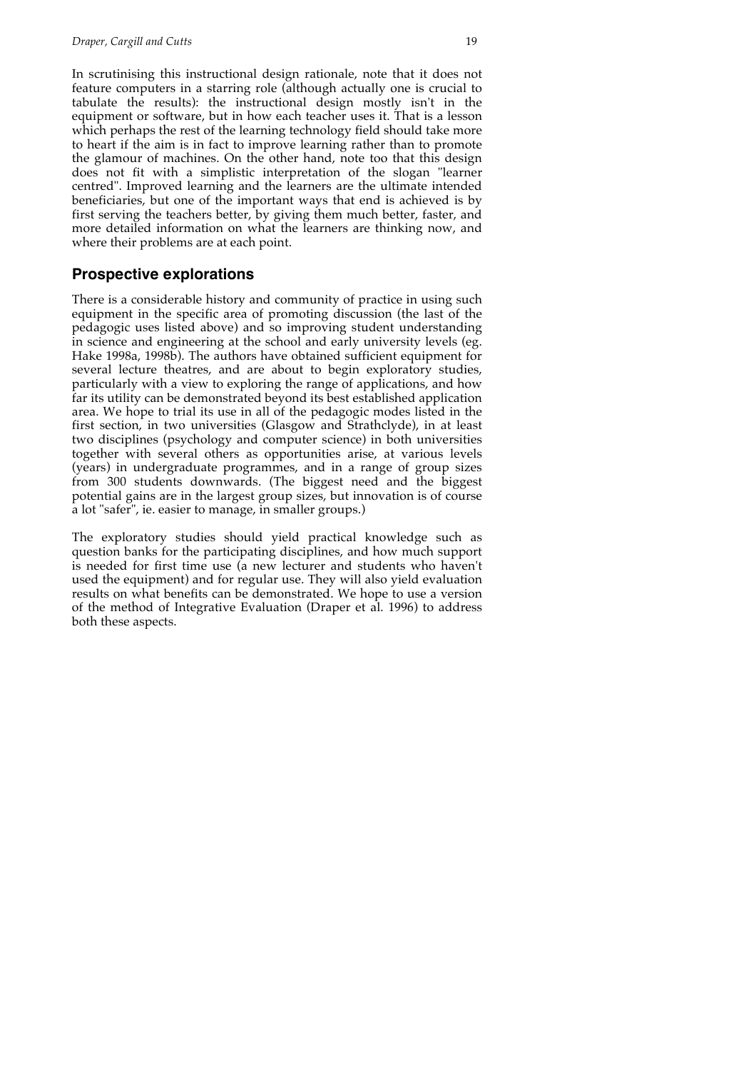In scrutinising this instructional design rationale, note that it does not feature computers in a starring role (although actually one is crucial to tabulate the results): the instructional design mostly isn't in the equipment or software, but in how each teacher uses it. That is a lesson which perhaps the rest of the learning technology field should take more to heart if the aim is in fact to improve learning rather than to promote the glamour of machines. On the other hand, note too that this design does not fit with a simplistic interpretation of the slogan "learner centred". Improved learning and the learners are the ultimate intended beneficiaries, but one of the important ways that end is achieved is by first serving the teachers better, by giving them much better, faster, and more detailed information on what the learners are thinking now, and where their problems are at each point.

## Prospective explorations

There is a considerable history and community of practice in using such equipment in the specific area of promoting discussion (the last of the pedagogic uses listed above) and so improving student understanding in science and engineering at the school and early university levels (eg. Hake 1998a, 1998b). The authors have obtained sufficient equipment for several lecture theatres, and are about to begin exploratory studies, particularly with a view to exploring the range of applications, and how far its utility can be demonstrated beyond its best established application area. We hope to trial its use in all of the pedagogic modes listed in the first section, in two universities (Glasgow and Strathclyde), in at least two disciplines (psychology and computer science) in both universities together with several others as opportunities arise, at various levels (years) in undergraduate programmes, and in a range of group sizes from 300 students downwards. (The biggest need and the biggest potential gains are in the largest group sizes, but innovation is of course a lot "safer", ie. easier to manage, in smaller groups.)

The exploratory studies should yield practical knowledge such as question banks for the participating disciplines, and how much support is needed for first time use (a new lecturer and students who haven't used the equipment) and for regular use. They will also yield evaluation results on what benefits can be demonstrated. We hope to use a version of the method of Integrative Evaluation (Draper et al. 1996) to address both these aspects.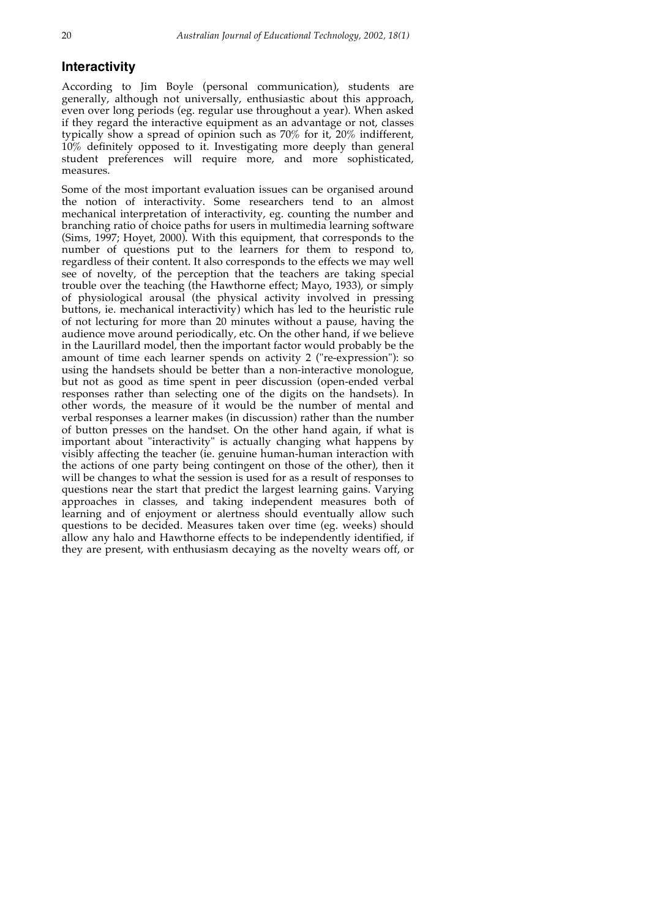## Interactivity

According to Jim Boyle (personal communication), students are generally, although not universally, enthusiastic about this approach, even over long periods (eg. regular use throughout a year). When asked if they regard the interactive equipment as an advantage or not, classes typically show a spread of opinion such as 70% for it, 20% indifferent, 10% definitely opposed to it. Investigating more deeply than general student preferences will require more, and more sophisticated, measures.

Some of the most important evaluation issues can be organised around the notion of interactivity. Some researchers tend to an almost mechanical interpretation of interactivity, eg. counting the number and branching ratio of choice paths for users in multimedia learning software (Sims, 1997; Hoyet, 2000). With this equipment, that corresponds to the number of questions put to the learners for them to respond to, regardless of their content. It also corresponds to the effects we may well see of novelty, of the perception that the teachers are taking special trouble over the teaching (the Hawthorne effect; Mayo, 1933), or simply of physiological arousal (the physical activity involved in pressing buttons, ie. mechanical interactivity) which has led to the heuristic rule of not lecturing for more than 20 minutes without a pause, having the audience move around periodically, etc. On the other hand, if we believe in the Laurillard model, then the important factor would probably be the amount of time each learner spends on activity 2 ("re-expression"): so using the handsets should be better than a non-interactive monologue, but not as good as time spent in peer discussion (open-ended verbal responses rather than selecting one of the digits on the handsets). In other words, the measure of it would be the number of mental and verbal responses a learner makes (in discussion) rather than the number of button presses on the handset. On the other hand again, if what is important about "interactivity" is actually changing what happens by visibly affecting the teacher (ie. genuine human-human interaction with the actions of one party being contingent on those of the other), then it will be changes to what the session is used for as a result of responses to questions near the start that predict the largest learning gains. Varying approaches in classes, and taking independent measures both of learning and of enjoyment or alertness should eventually allow such questions to be decided. Measures taken over time (eg. weeks) should allow any halo and Hawthorne effects to be independently identified, if they are present, with enthusiasm decaying as the novelty wears off, or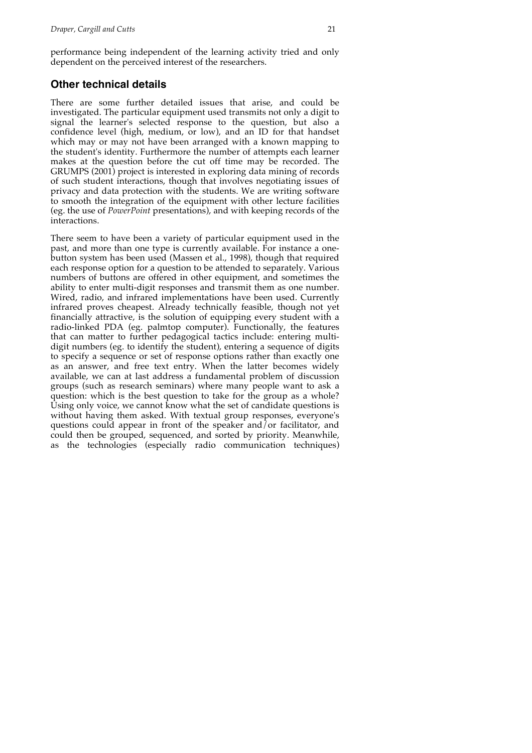performance being independent of the learning activity tried and only dependent on the perceived interest of the researchers.

## Other technical details

There are some further detailed issues that arise, and could be investigated. The particular equipment used transmits not only a digit to signal the learner's selected response to the question, but also a confidence level (high, medium, or low), and an ID for that handset which may or may not have been arranged with a known mapping to the student's identity. Furthermore the number of attempts each learner makes at the question before the cut off time may be recorded. The GRUMPS (2001) project is interested in exploring data mining of records of such student interactions, though that involves negotiating issues of privacy and data protection with the students. We are writing software to smooth the integration of the equipment with other lecture facilities (eg. the use of *PowerPoint* presentations), and with keeping records of the interactions.

There seem to have been a variety of particular equipment used in the past, and more than one type is currently available. For instance a one-button system has been used (Massen et al., 1998), though that required each response option for a question to be attended to separately. Various numbers of buttons are offered in other equipment, and sometimes the ability to enter multi-digit responses and transmit them as one number. Wired, radio, and infrared implementations have been used. Currently infrared proves cheapest. Already technically feasible, though not yet financially attractive, is the solution of equipping every student with a radio-linked PDA (eg. palmtop computer). Functionally, the features that can matter to further pedagogical tactics include: entering multi-digit numbers (eg. to identify the student), entering a sequence of digits to specify a sequence or set of response options rather than exactly one as an answer, and free text entry. When the latter becomes widely available, we can at last address a fundamental problem of discussion groups (such as research seminars) where many people want to ask a question: which is the best question to take for the group as a whole? Using only voice, we cannot know what the set of candidate questions is without having them asked. With textual group responses, everyone's questions could appear in front of the speaker and/or facilitator, and could then be grouped, sequenced, and sorted by priority. Meanwhile, as the technologies (especially radio communication techniques)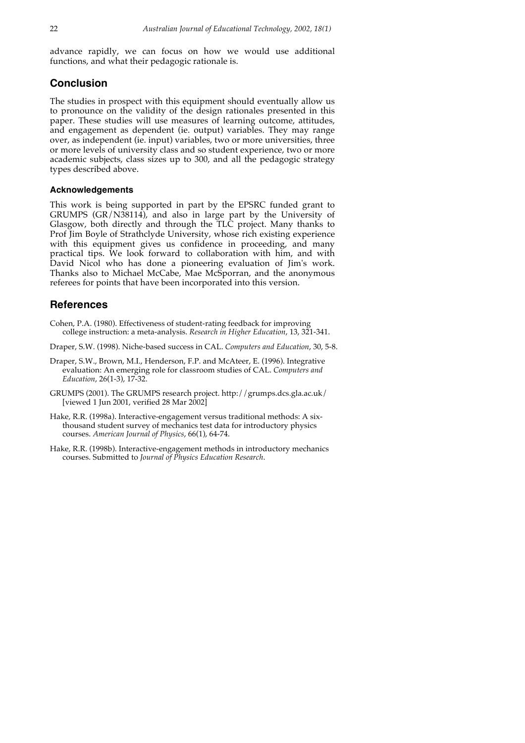advance rapidly, we can focus on how we would use additional functions, and what their pedagogic rationale is.

## Conclusion

The studies in prospect with this equipment should eventually allow us to pronounce on the validity of the design rationales presented in this paper. These studies will use measures of learning outcome, attitudes, and engagement as dependent (ie. output) variables. They may range over, as independent (ie. input) variables, two or more universities, three or more levels of university class and so student experience, two or more academic subjects, class sizes up to 300, and all the pedagogic strategy types described above.

### Acknowledgements

This work is being supported in part by the EPSRC funded grant to GRUMPS (GR/N38114), and also in large part by the University of Glasgow, both directly and through the TLC project. Many thanks to Prof Jim Boyle of Strathclyde University, whose rich existing experience with this equipment gives us confidence in proceeding, and many practical tips. We look forward to collaboration with him, and with David Nicol who has done a pioneering evaluation of Jim's work. Thanks also to Michael McCabe, Mae McSporran, and the anonymous referees for points that have been incorporated into this version.

## References

Cohen, P.A. (1980). Effectiveness of student-rating feedback for improving college instruction: a meta-analysis. *Research in Higher Education*, 13, 321-341.

Draper, S.W. (1998). Niche-based success in CAL. *Computers and Education*, 30, 5-8.

Draper, S.W., Brown, M.I., Henderson, F.P. and McAteer, E. (1996). Integrative evaluation: An emerging role for classroom studies of CAL. *Computers and Education*, 26(1-3), 17-32.

GRUMPS (2001). The GRUMPS research project. http://grumps.dcs.gla.ac.uk/ [viewed 1 Jun 2001, verified 28 Mar 2002]

Hake, R.R. (1998a). Interactive-engagement versus traditional methods: A six-thousand student survey of mechanics test data for introductory physics courses. *American Journal of Physics*, 66(1), 64-74.

Hake, R.R. (1998b). Interactive-engagement methods in introductory mechanics courses. Submitted to *Journal of Physics Education Research*.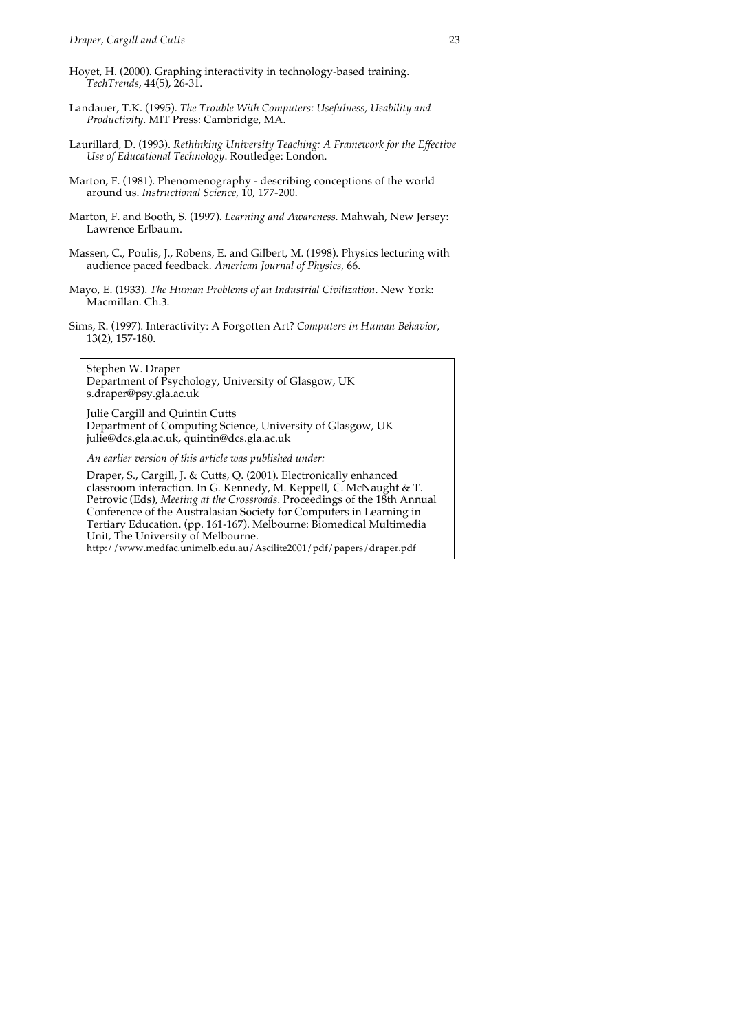Hoyet, H. (2000). Graphing interactivity in technology-based training. *TechTrends*, 44(5), 26-31.

Landauer, T.K. (1995). *The Trouble With Computers: Usefulness, Usability and Productivity*. MIT Press: Cambridge, MA.

Laurillard, D. (1993). *Rethinking University Teaching: A Framework for the Effective Use of Educational Technology*. Routledge: London.

Marton, F. (1981). Phenomenography - describing conceptions of the world around us. *Instructional Science*, 10, 177-200.

Marton, F. and Booth, S. (1997). *Learning and Awareness.* Mahwah, New Jersey: Lawrence Erlbaum.

Massen, C., Poulis, J., Robens, E. and Gilbert, M. (1998). Physics lecturing with audience paced feedback. *American Journal of Physics*, 66.

Mayo, E. (1933). *The Human Problems of an Industrial Civilization*. New York: Macmillan. Ch.3.

Sims, R. (1997). Interactivity: A Forgotten Art? *Computers in Human Behavior*, 13(2), 157-180.

Stephen W. Draper
Department of Psychology, University of Glasgow, UK
s.draper@psy.gla.ac.uk

Julie Cargill and Quintin Cutts
Department of Computing Science, University of Glasgow, UK
julie@dcs.gla.ac.uk, quintin@dcs.gla.ac.uk

*An earlier version of this article was published under:*

Draper, S., Cargill, J. & Cutts, Q. (2001). Electronically enhanced classroom interaction. In G. Kennedy, M. Keppell, C. McNaught & T. Petrovic (Eds), *Meeting at the Crossroads*. Proceedings of the 18th Annual Conference of the Australasian Society for Computers in Learning in Tertiary Education. (pp. 161-167). Melbourne: Biomedical Multimedia Unit, The University of Melbourne.
http://www.medfac.unimelb.edu.au/Ascilite2001/pdf/papers/draper.pdf